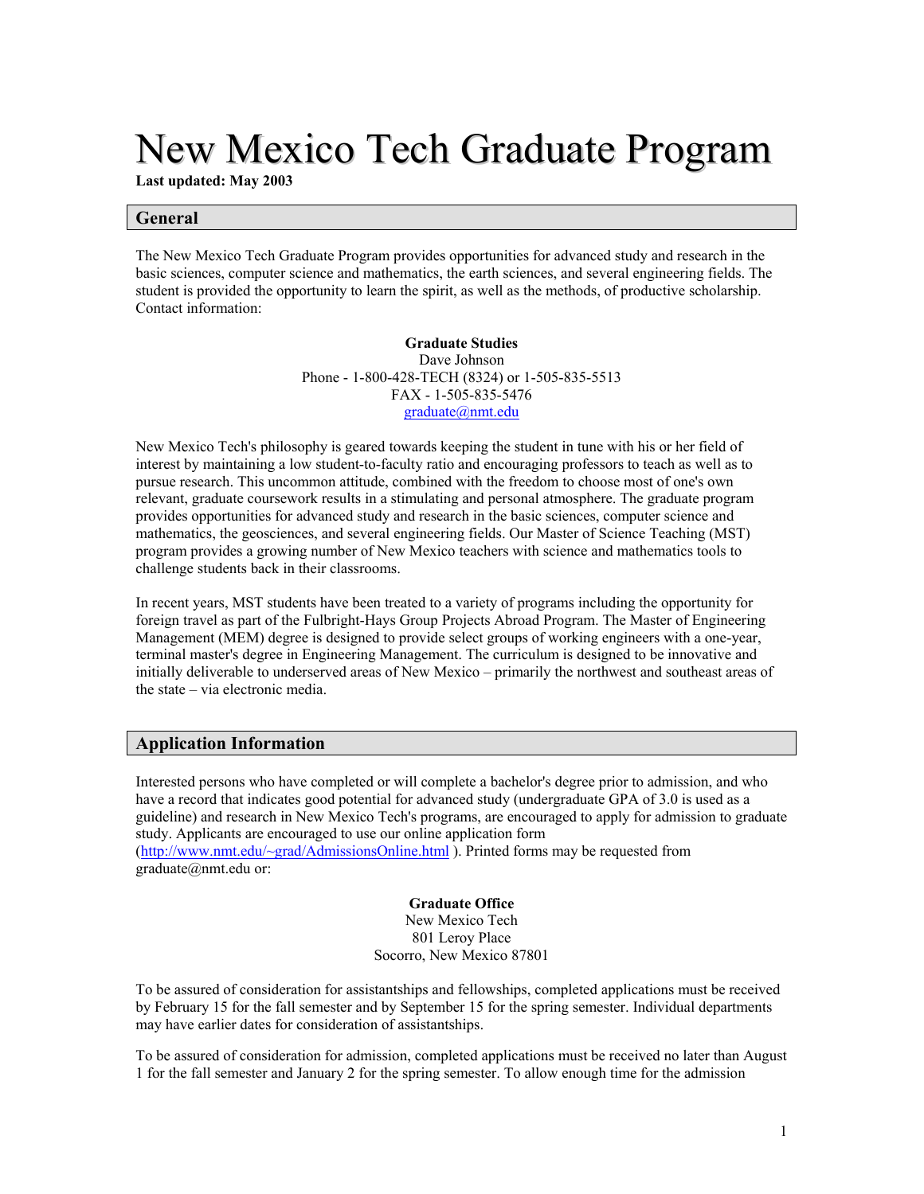# New Mexico Tech Graduate Program

**Last updated: May 2003**

## General

The New Mexico Tech Graduate Program provides opportunities for advanced study and research in the basic sciences, computer science and mathematics, the earth sciences, and several engineering fields. The student is provided the opportunity to learn the spirit, as well as the methods, of productive scholarship. Contact information:

**Graduate Studies**
Dave Johnson
Phone - 1-800-428-TECH (8324) or 1-505-835-5513
FAX - 1-505-835-5476
graduate@nmt.edu

New Mexico Tech's philosophy is geared towards keeping the student in tune with his or her field of interest by maintaining a low student-to-faculty ratio and encouraging professors to teach as well as to pursue research. This uncommon attitude, combined with the freedom to choose most of one's own relevant, graduate coursework results in a stimulating and personal atmosphere. The graduate program provides opportunities for advanced study and research in the basic sciences, computer science and mathematics, the geosciences, and several engineering fields. Our Master of Science Teaching (MST) program provides a growing number of New Mexico teachers with science and mathematics tools to challenge students back in their classrooms.

In recent years, MST students have been treated to a variety of programs including the opportunity for foreign travel as part of the Fulbright-Hays Group Projects Abroad Program. The Master of Engineering Management (MEM) degree is designed to provide select groups of working engineers with a one-year, terminal master's degree in Engineering Management. The curriculum is designed to be innovative and initially deliverable to underserved areas of New Mexico – primarily the northwest and southeast areas of the state – via electronic media.

## Application Information

Interested persons who have completed or will complete a bachelor's degree prior to admission, and who have a record that indicates good potential for advanced study (undergraduate GPA of 3.0 is used as a guideline) and research in New Mexico Tech's programs, are encouraged to apply for admission to graduate study. Applicants are encouraged to use our online application form (http://www.nmt.edu/~grad/AdmissionsOnline.html ). Printed forms may be requested from graduate@nmt.edu or:

**Graduate Office**
New Mexico Tech
801 Leroy Place
Socorro, New Mexico 87801

To be assured of consideration for assistantships and fellowships, completed applications must be received by February 15 for the fall semester and by September 15 for the spring semester. Individual departments may have earlier dates for consideration of assistantships.

To be assured of consideration for admission, completed applications must be received no later than August 1 for the fall semester and January 2 for the spring semester. To allow enough time for the admission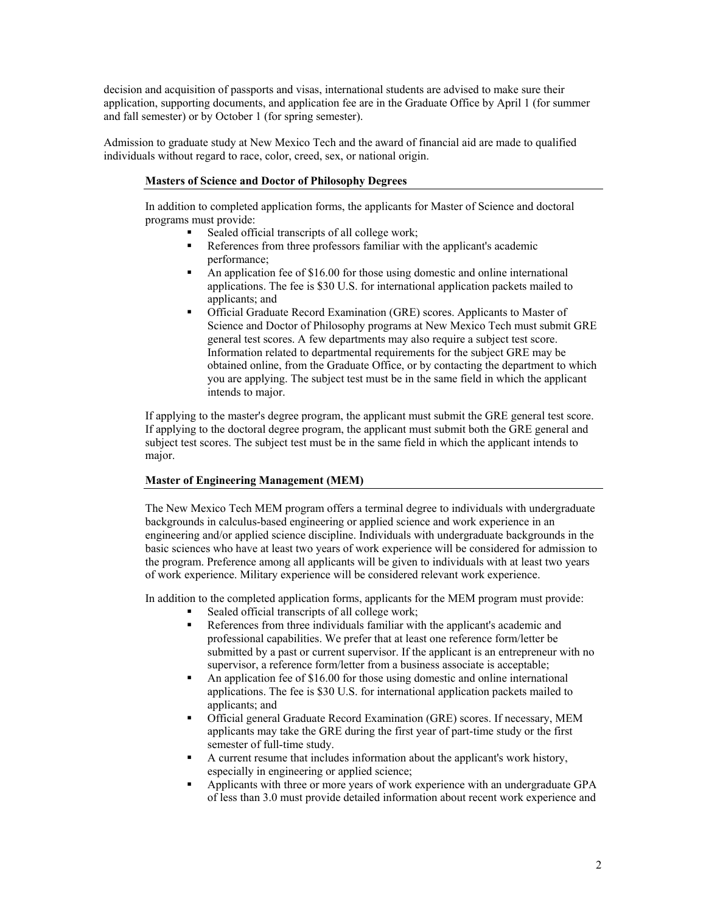decision and acquisition of passports and visas, international students are advised to make sure their application, supporting documents, and application fee are in the Graduate Office by April 1 (for summer and fall semester) or by October 1 (for spring semester).

Admission to graduate study at New Mexico Tech and the award of financial aid are made to qualified individuals without regard to race, color, creed, sex, or national origin.

### Masters of Science and Doctor of Philosophy Degrees

In addition to completed application forms, the applicants for Master of Science and doctoral programs must provide:

- Sealed official transcripts of all college work;
- References from three professors familiar with the applicant's academic performance;
- An application fee of $16.00 for those using domestic and online international applications. The fee is $30 U.S. for international application packets mailed to applicants; and
- Official Graduate Record Examination (GRE) scores. Applicants to Master of Science and Doctor of Philosophy programs at New Mexico Tech must submit GRE general test scores. A few departments may also require a subject test score. Information related to departmental requirements for the subject GRE may be obtained online, from the Graduate Office, or by contacting the department to which you are applying. The subject test must be in the same field in which the applicant intends to major.

If applying to the master's degree program, the applicant must submit the GRE general test score. If applying to the doctoral degree program, the applicant must submit both the GRE general and subject test scores. The subject test must be in the same field in which the applicant intends to major.

### Master of Engineering Management (MEM)

The New Mexico Tech MEM program offers a terminal degree to individuals with undergraduate backgrounds in calculus-based engineering or applied science and work experience in an engineering and/or applied science discipline. Individuals with undergraduate backgrounds in the basic sciences who have at least two years of work experience will be considered for admission to the program. Preference among all applicants will be given to individuals with at least two years of work experience. Military experience will be considered relevant work experience.

In addition to the completed application forms, applicants for the MEM program must provide:

- Sealed official transcripts of all college work;
- References from three individuals familiar with the applicant's academic and professional capabilities. We prefer that at least one reference form/letter be submitted by a past or current supervisor. If the applicant is an entrepreneur with no supervisor, a reference form/letter from a business associate is acceptable;
- An application fee of $16.00 for those using domestic and online international applications. The fee is $30 U.S. for international application packets mailed to applicants; and
- Official general Graduate Record Examination (GRE) scores. If necessary, MEM applicants may take the GRE during the first year of part-time study or the first semester of full-time study.
- A current resume that includes information about the applicant's work history, especially in engineering or applied science;
- Applicants with three or more years of work experience with an undergraduate GPA of less than 3.0 must provide detailed information about recent work experience and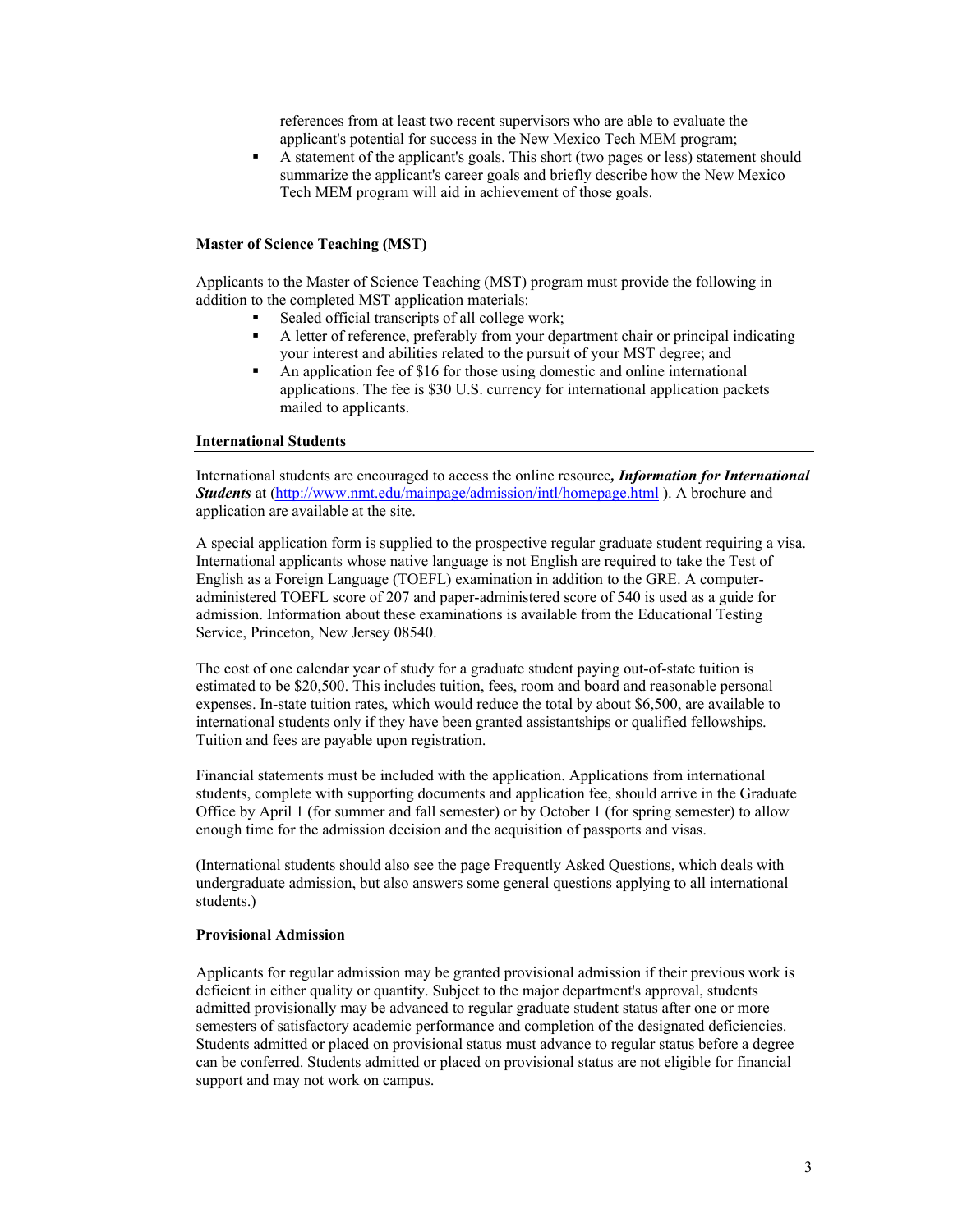references from at least two recent supervisors who are able to evaluate the applicant's potential for success in the New Mexico Tech MEM program;

- A statement of the applicant's goals. This short (two pages or less) statement should summarize the applicant's career goals and briefly describe how the New Mexico Tech MEM program will aid in achievement of those goals.

### Master of Science Teaching (MST)

Applicants to the Master of Science Teaching (MST) program must provide the following in addition to the completed MST application materials:

- Sealed official transcripts of all college work;
- A letter of reference, preferably from your department chair or principal indicating your interest and abilities related to the pursuit of your MST degree; and
- An application fee of $16 for those using domestic and online international applications. The fee is $30 U.S. currency for international application packets mailed to applicants.

### International Students

International students are encouraged to access the online resource***, Information for International Students*** at (http://www.nmt.edu/mainpage/admission/intl/homepage.html ). A brochure and application are available at the site.

A special application form is supplied to the prospective regular graduate student requiring a visa. International applicants whose native language is not English are required to take the Test of English as a Foreign Language (TOEFL) examination in addition to the GRE. A computer-administered TOEFL score of 207 and paper-administered score of 540 is used as a guide for admission. Information about these examinations is available from the Educational Testing Service, Princeton, New Jersey 08540.

The cost of one calendar year of study for a graduate student paying out-of-state tuition is estimated to be $20,500. This includes tuition, fees, room and board and reasonable personal expenses. In-state tuition rates, which would reduce the total by about $6,500, are available to international students only if they have been granted assistantships or qualified fellowships. Tuition and fees are payable upon registration.

Financial statements must be included with the application. Applications from international students, complete with supporting documents and application fee, should arrive in the Graduate Office by April 1 (for summer and fall semester) or by October 1 (for spring semester) to allow enough time for the admission decision and the acquisition of passports and visas.

(International students should also see the page Frequently Asked Questions, which deals with undergraduate admission, but also answers some general questions applying to all international students.)

### Provisional Admission

Applicants for regular admission may be granted provisional admission if their previous work is deficient in either quality or quantity. Subject to the major department's approval, students admitted provisionally may be advanced to regular graduate student status after one or more semesters of satisfactory academic performance and completion of the designated deficiencies. Students admitted or placed on provisional status must advance to regular status before a degree can be conferred. Students admitted or placed on provisional status are not eligible for financial support and may not work on campus.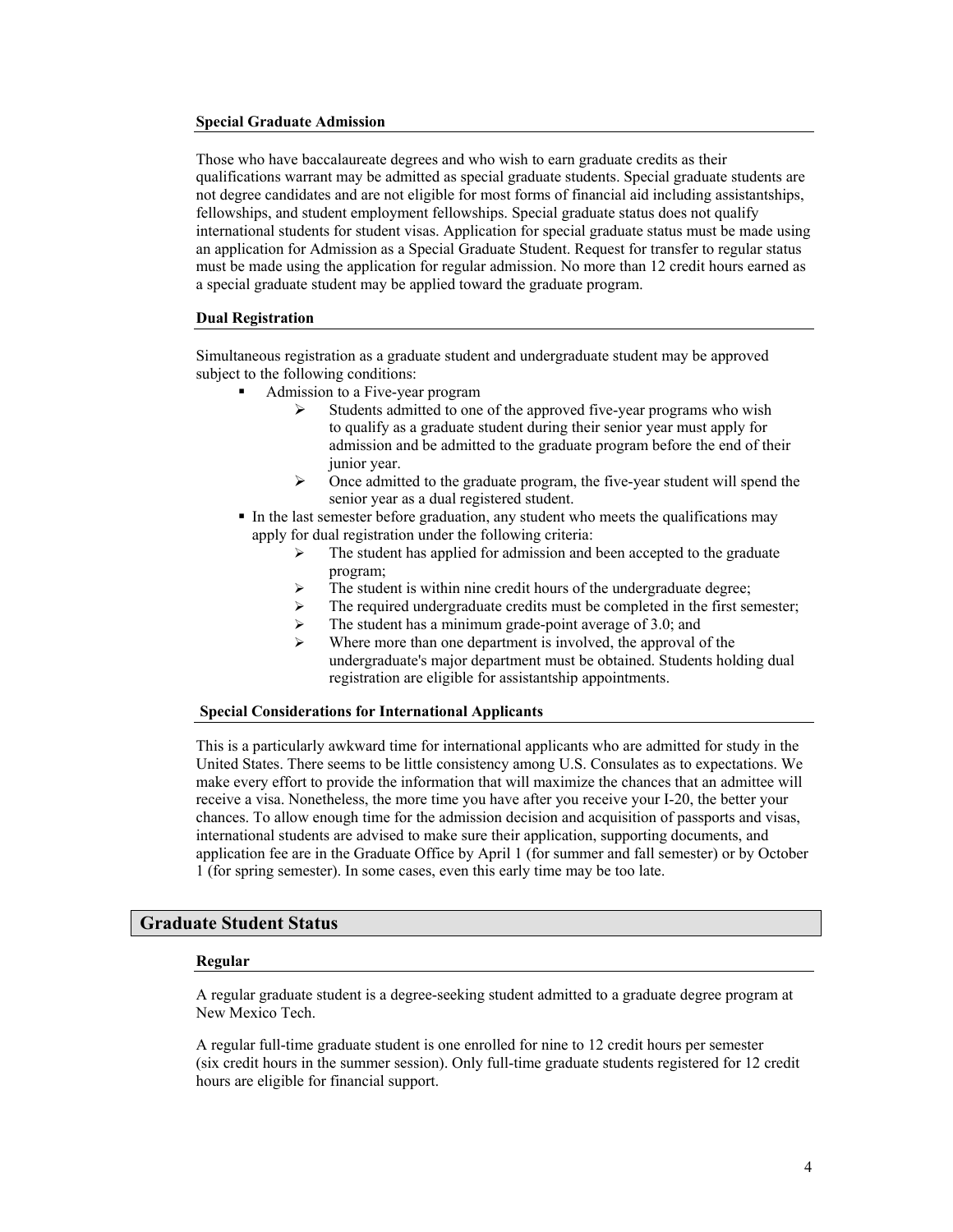### Special Graduate Admission

Those who have baccalaureate degrees and who wish to earn graduate credits as their qualifications warrant may be admitted as special graduate students. Special graduate students are not degree candidates and are not eligible for most forms of financial aid including assistantships, fellowships, and student employment fellowships. Special graduate status does not qualify international students for student visas. Application for special graduate status must be made using an application for Admission as a Special Graduate Student. Request for transfer to regular status must be made using the application for regular admission. No more than 12 credit hours earned as a special graduate student may be applied toward the graduate program.

### Dual Registration

Simultaneous registration as a graduate student and undergraduate student may be approved subject to the following conditions:

- Admission to a Five-year program
  - Students admitted to one of the approved five-year programs who wish to qualify as a graduate student during their senior year must apply for admission and be admitted to the graduate program before the end of their junior year.
  - Once admitted to the graduate program, the five-year student will spend the senior year as a dual registered student.
- In the last semester before graduation, any student who meets the qualifications may apply for dual registration under the following criteria:
  - The student has applied for admission and been accepted to the graduate program;
  - The student is within nine credit hours of the undergraduate degree;
  - The required undergraduate credits must be completed in the first semester;
  - The student has a minimum grade-point average of 3.0; and
  - Where more than one department is involved, the approval of the undergraduate's major department must be obtained. Students holding dual registration are eligible for assistantship appointments.

### Special Considerations for International Applicants

This is a particularly awkward time for international applicants who are admitted for study in the United States. There seems to be little consistency among U.S. Consulates as to expectations. We make every effort to provide the information that will maximize the chances that an admittee will receive a visa. Nonetheless, the more time you have after you receive your I-20, the better your chances. To allow enough time for the admission decision and acquisition of passports and visas, international students are advised to make sure their application, supporting documents, and application fee are in the Graduate Office by April 1 (for summer and fall semester) or by October 1 (for spring semester). In some cases, even this early time may be too late.

## Graduate Student Status

### Regular

A regular graduate student is a degree-seeking student admitted to a graduate degree program at New Mexico Tech.

A regular full-time graduate student is one enrolled for nine to 12 credit hours per semester (six credit hours in the summer session). Only full-time graduate students registered for 12 credit hours are eligible for financial support.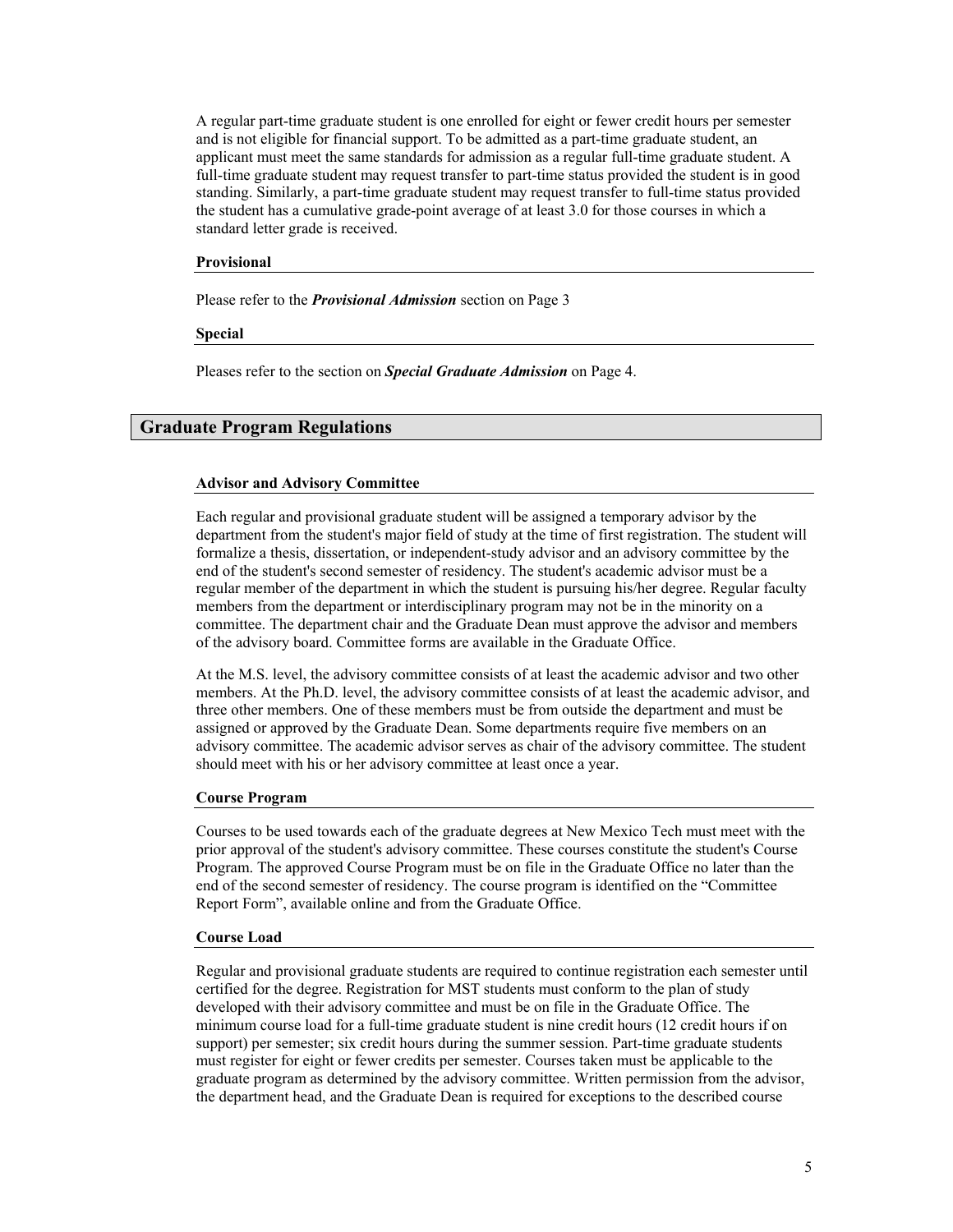A regular part-time graduate student is one enrolled for eight or fewer credit hours per semester and is not eligible for financial support. To be admitted as a part-time graduate student, an applicant must meet the same standards for admission as a regular full-time graduate student. A full-time graduate student may request transfer to part-time status provided the student is in good standing. Similarly, a part-time graduate student may request transfer to full-time status provided the student has a cumulative grade-point average of at least 3.0 for those courses in which a standard letter grade is received.

#### Provisional

Please refer to the ***Provisional Admission*** section on Page 3

#### Special

Pleases refer to the section on ***Special Graduate Admission*** on Page 4.

## Graduate Program Regulations

#### Advisor and Advisory Committee

Each regular and provisional graduate student will be assigned a temporary advisor by the department from the student's major field of study at the time of first registration. The student will formalize a thesis, dissertation, or independent-study advisor and an advisory committee by the end of the student's second semester of residency. The student's academic advisor must be a regular member of the department in which the student is pursuing his/her degree. Regular faculty members from the department or interdisciplinary program may not be in the minority on a committee. The department chair and the Graduate Dean must approve the advisor and members of the advisory board. Committee forms are available in the Graduate Office.

At the M.S. level, the advisory committee consists of at least the academic advisor and two other members. At the Ph.D. level, the advisory committee consists of at least the academic advisor, and three other members. One of these members must be from outside the department and must be assigned or approved by the Graduate Dean. Some departments require five members on an advisory committee. The academic advisor serves as chair of the advisory committee. The student should meet with his or her advisory committee at least once a year.

#### Course Program

Courses to be used towards each of the graduate degrees at New Mexico Tech must meet with the prior approval of the student's advisory committee. These courses constitute the student's Course Program. The approved Course Program must be on file in the Graduate Office no later than the end of the second semester of residency. The course program is identified on the "Committee Report Form", available online and from the Graduate Office.

#### Course Load

Regular and provisional graduate students are required to continue registration each semester until certified for the degree. Registration for MST students must conform to the plan of study developed with their advisory committee and must be on file in the Graduate Office. The minimum course load for a full-time graduate student is nine credit hours (12 credit hours if on support) per semester; six credit hours during the summer session. Part-time graduate students must register for eight or fewer credits per semester. Courses taken must be applicable to the graduate program as determined by the advisory committee. Written permission from the advisor, the department head, and the Graduate Dean is required for exceptions to the described course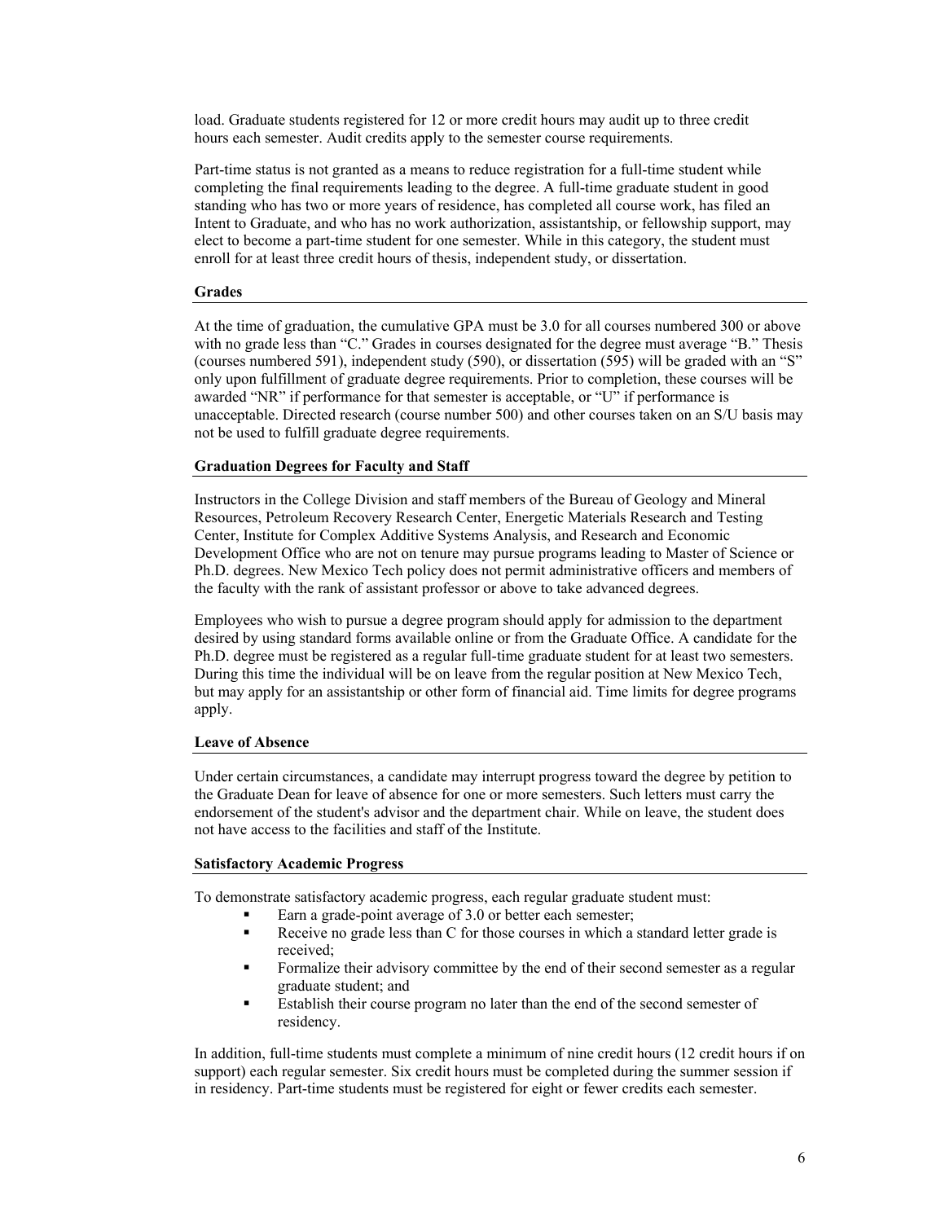load. Graduate students registered for 12 or more credit hours may audit up to three credit hours each semester. Audit credits apply to the semester course requirements.

Part-time status is not granted as a means to reduce registration for a full-time student while completing the final requirements leading to the degree. A full-time graduate student in good standing who has two or more years of residence, has completed all course work, has filed an Intent to Graduate, and who has no work authorization, assistantship, or fellowship support, may elect to become a part-time student for one semester. While in this category, the student must enroll for at least three credit hours of thesis, independent study, or dissertation.

### Grades

At the time of graduation, the cumulative GPA must be 3.0 for all courses numbered 300 or above with no grade less than "C." Grades in courses designated for the degree must average "B." Thesis (courses numbered 591), independent study (590), or dissertation (595) will be graded with an "S" only upon fulfillment of graduate degree requirements. Prior to completion, these courses will be awarded "NR" if performance for that semester is acceptable, or "U" if performance is unacceptable. Directed research (course number 500) and other courses taken on an S/U basis may not be used to fulfill graduate degree requirements.

### Graduation Degrees for Faculty and Staff

Instructors in the College Division and staff members of the Bureau of Geology and Mineral Resources, Petroleum Recovery Research Center, Energetic Materials Research and Testing Center, Institute for Complex Additive Systems Analysis, and Research and Economic Development Office who are not on tenure may pursue programs leading to Master of Science or Ph.D. degrees. New Mexico Tech policy does not permit administrative officers and members of the faculty with the rank of assistant professor or above to take advanced degrees.

Employees who wish to pursue a degree program should apply for admission to the department desired by using standard forms available online or from the Graduate Office. A candidate for the Ph.D. degree must be registered as a regular full-time graduate student for at least two semesters. During this time the individual will be on leave from the regular position at New Mexico Tech, but may apply for an assistantship or other form of financial aid. Time limits for degree programs apply.

### Leave of Absence

Under certain circumstances, a candidate may interrupt progress toward the degree by petition to the Graduate Dean for leave of absence for one or more semesters. Such letters must carry the endorsement of the student's advisor and the department chair. While on leave, the student does not have access to the facilities and staff of the Institute.

### Satisfactory Academic Progress

To demonstrate satisfactory academic progress, each regular graduate student must:

- Earn a grade-point average of 3.0 or better each semester;
- Receive no grade less than C for those courses in which a standard letter grade is received;
- Formalize their advisory committee by the end of their second semester as a regular graduate student; and
- Establish their course program no later than the end of the second semester of residency.

In addition, full-time students must complete a minimum of nine credit hours (12 credit hours if on support) each regular semester. Six credit hours must be completed during the summer session if in residency. Part-time students must be registered for eight or fewer credits each semester.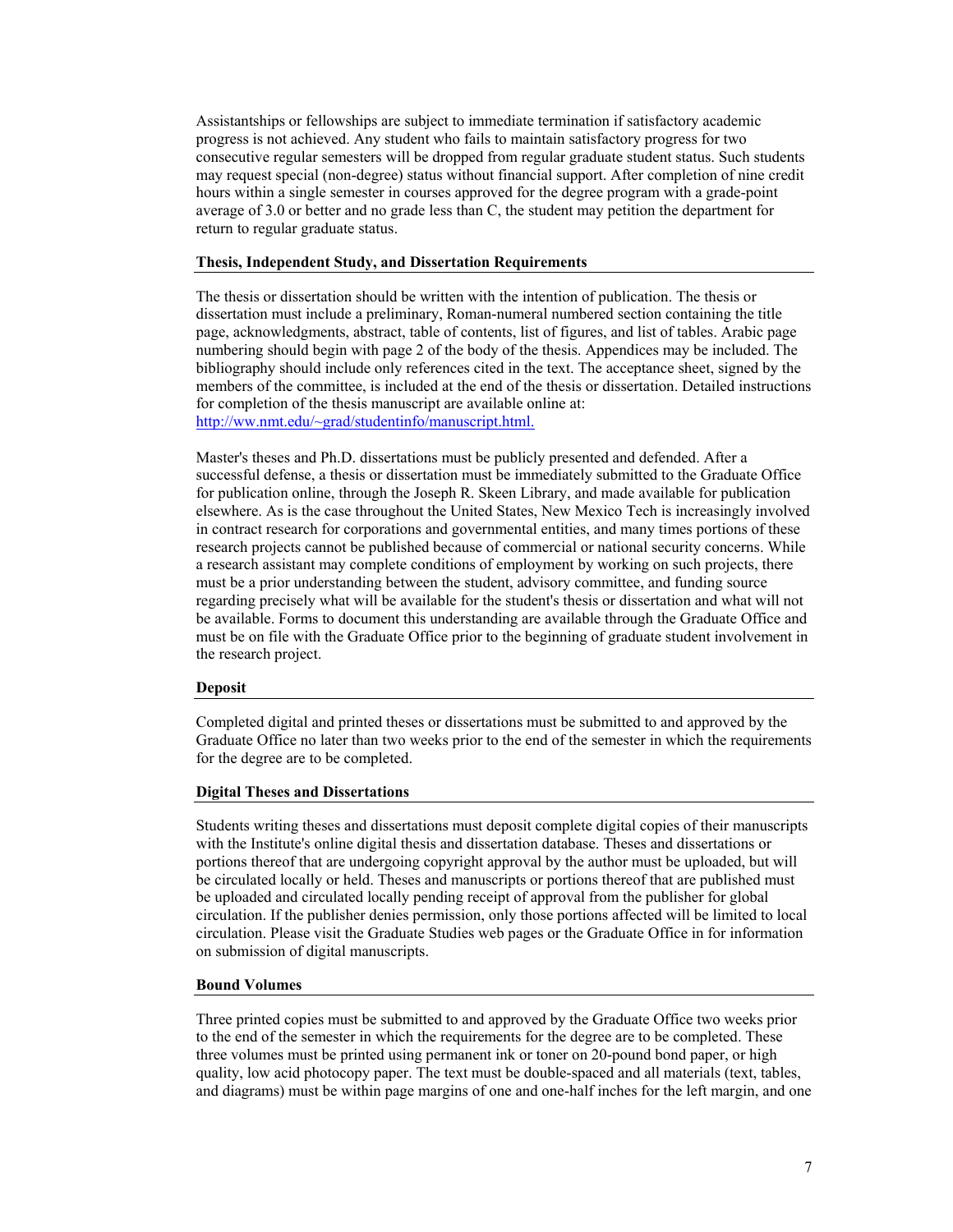Assistantships or fellowships are subject to immediate termination if satisfactory academic progress is not achieved. Any student who fails to maintain satisfactory progress for two consecutive regular semesters will be dropped from regular graduate student status. Such students may request special (non-degree) status without financial support. After completion of nine credit hours within a single semester in courses approved for the degree program with a grade-point average of 3.0 or better and no grade less than C, the student may petition the department for return to regular graduate status.

### Thesis, Independent Study, and Dissertation Requirements

The thesis or dissertation should be written with the intention of publication. The thesis or dissertation must include a preliminary, Roman-numeral numbered section containing the title page, acknowledgments, abstract, table of contents, list of figures, and list of tables. Arabic page numbering should begin with page 2 of the body of the thesis. Appendices may be included. The bibliography should include only references cited in the text. The acceptance sheet, signed by the members of the committee, is included at the end of the thesis or dissertation. Detailed instructions for completion of the thesis manuscript are available online at: http://ww.nmt.edu/~grad/studentinfo/manuscript.html.

Master's theses and Ph.D. dissertations must be publicly presented and defended. After a successful defense, a thesis or dissertation must be immediately submitted to the Graduate Office for publication online, through the Joseph R. Skeen Library, and made available for publication elsewhere. As is the case throughout the United States, New Mexico Tech is increasingly involved in contract research for corporations and governmental entities, and many times portions of these research projects cannot be published because of commercial or national security concerns. While a research assistant may complete conditions of employment by working on such projects, there must be a prior understanding between the student, advisory committee, and funding source regarding precisely what will be available for the student's thesis or dissertation and what will not be available. Forms to document this understanding are available through the Graduate Office and must be on file with the Graduate Office prior to the beginning of graduate student involvement in the research project.

### Deposit

Completed digital and printed theses or dissertations must be submitted to and approved by the Graduate Office no later than two weeks prior to the end of the semester in which the requirements for the degree are to be completed.

### Digital Theses and Dissertations

Students writing theses and dissertations must deposit complete digital copies of their manuscripts with the Institute's online digital thesis and dissertation database. Theses and dissertations or portions thereof that are undergoing copyright approval by the author must be uploaded, but will be circulated locally or held. Theses and manuscripts or portions thereof that are published must be uploaded and circulated locally pending receipt of approval from the publisher for global circulation. If the publisher denies permission, only those portions affected will be limited to local circulation. Please visit the Graduate Studies web pages or the Graduate Office in for information on submission of digital manuscripts.

### Bound Volumes

Three printed copies must be submitted to and approved by the Graduate Office two weeks prior to the end of the semester in which the requirements for the degree are to be completed. These three volumes must be printed using permanent ink or toner on 20-pound bond paper, or high quality, low acid photocopy paper. The text must be double-spaced and all materials (text, tables, and diagrams) must be within page margins of one and one-half inches for the left margin, and one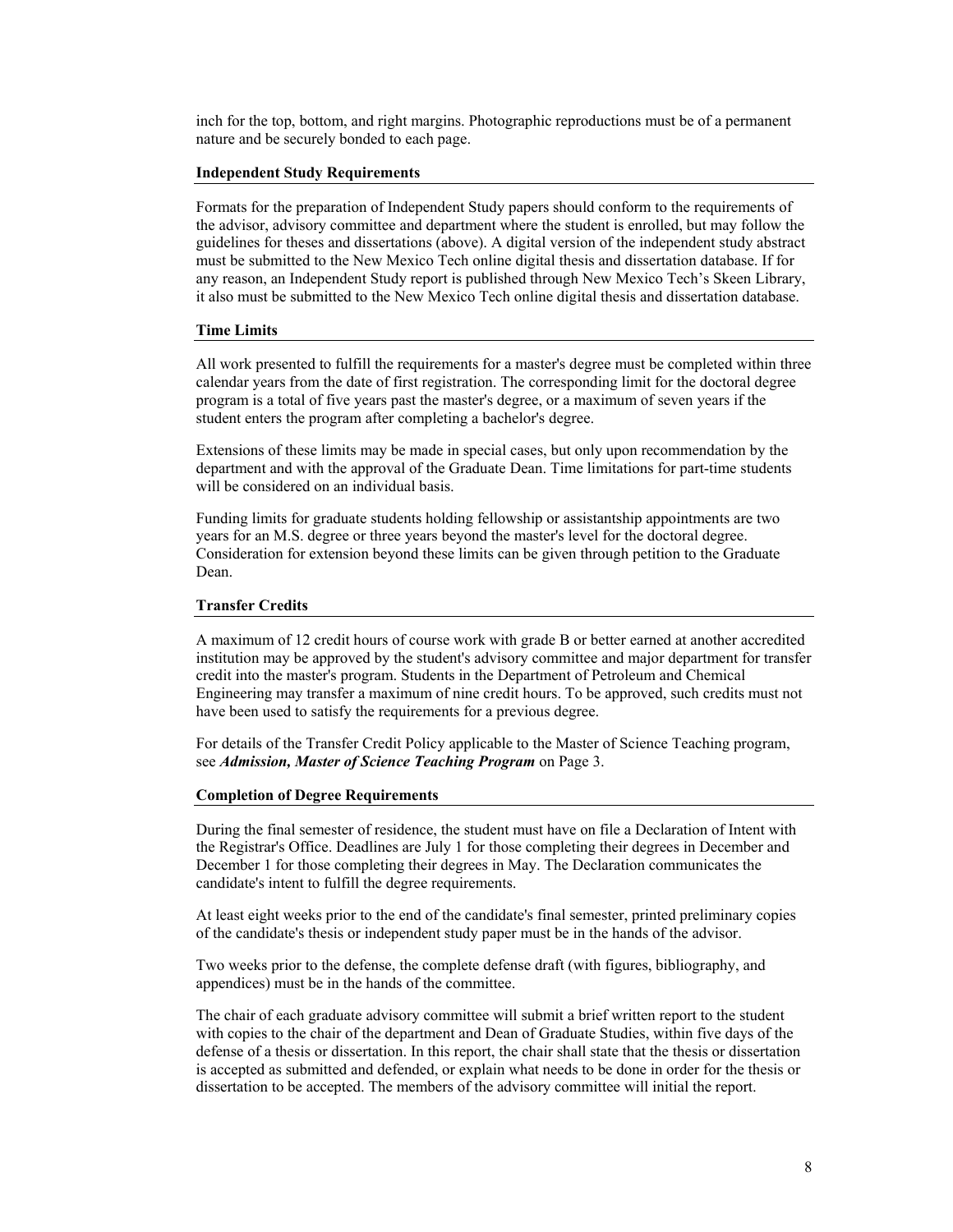inch for the top, bottom, and right margins. Photographic reproductions must be of a permanent nature and be securely bonded to each page.

### Independent Study Requirements

Formats for the preparation of Independent Study papers should conform to the requirements of the advisor, advisory committee and department where the student is enrolled, but may follow the guidelines for theses and dissertations (above). A digital version of the independent study abstract must be submitted to the New Mexico Tech online digital thesis and dissertation database. If for any reason, an Independent Study report is published through New Mexico Tech's Skeen Library, it also must be submitted to the New Mexico Tech online digital thesis and dissertation database.

### Time Limits

All work presented to fulfill the requirements for a master's degree must be completed within three calendar years from the date of first registration. The corresponding limit for the doctoral degree program is a total of five years past the master's degree, or a maximum of seven years if the student enters the program after completing a bachelor's degree.

Extensions of these limits may be made in special cases, but only upon recommendation by the department and with the approval of the Graduate Dean. Time limitations for part-time students will be considered on an individual basis.

Funding limits for graduate students holding fellowship or assistantship appointments are two years for an M.S. degree or three years beyond the master's level for the doctoral degree. Consideration for extension beyond these limits can be given through petition to the Graduate Dean.

### Transfer Credits

A maximum of 12 credit hours of course work with grade B or better earned at another accredited institution may be approved by the student's advisory committee and major department for transfer credit into the master's program. Students in the Department of Petroleum and Chemical Engineering may transfer a maximum of nine credit hours. To be approved, such credits must not have been used to satisfy the requirements for a previous degree.

For details of the Transfer Credit Policy applicable to the Master of Science Teaching program, see ***Admission, Master of Science Teaching Program*** on Page 3.

### Completion of Degree Requirements

During the final semester of residence, the student must have on file a Declaration of Intent with the Registrar's Office. Deadlines are July 1 for those completing their degrees in December and December 1 for those completing their degrees in May. The Declaration communicates the candidate's intent to fulfill the degree requirements.

At least eight weeks prior to the end of the candidate's final semester, printed preliminary copies of the candidate's thesis or independent study paper must be in the hands of the advisor.

Two weeks prior to the defense, the complete defense draft (with figures, bibliography, and appendices) must be in the hands of the committee.

The chair of each graduate advisory committee will submit a brief written report to the student with copies to the chair of the department and Dean of Graduate Studies, within five days of the defense of a thesis or dissertation. In this report, the chair shall state that the thesis or dissertation is accepted as submitted and defended, or explain what needs to be done in order for the thesis or dissertation to be accepted. The members of the advisory committee will initial the report.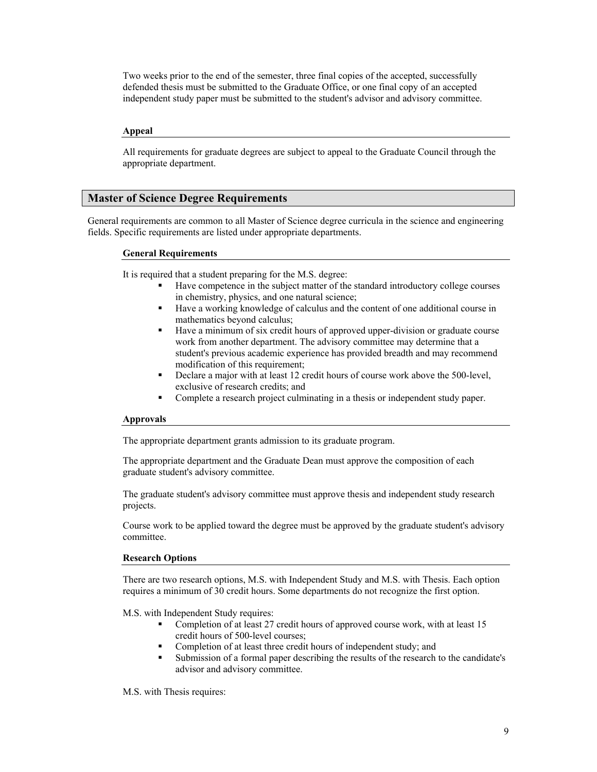Two weeks prior to the end of the semester, three final copies of the accepted, successfully defended thesis must be submitted to the Graduate Office, or one final copy of an accepted independent study paper must be submitted to the student's advisor and advisory committee.

#### Appeal

All requirements for graduate degrees are subject to appeal to the Graduate Council through the appropriate department.

## Master of Science Degree Requirements

General requirements are common to all Master of Science degree curricula in the science and engineering fields. Specific requirements are listed under appropriate departments.

#### General Requirements

It is required that a student preparing for the M.S. degree:

- Have competence in the subject matter of the standard introductory college courses in chemistry, physics, and one natural science;
- Have a working knowledge of calculus and the content of one additional course in mathematics beyond calculus;
- Have a minimum of six credit hours of approved upper-division or graduate course work from another department. The advisory committee may determine that a student's previous academic experience has provided breadth and may recommend modification of this requirement;
- Declare a major with at least 12 credit hours of course work above the 500-level, exclusive of research credits; and
- Complete a research project culminating in a thesis or independent study paper.

#### Approvals

The appropriate department grants admission to its graduate program.

The appropriate department and the Graduate Dean must approve the composition of each graduate student's advisory committee.

The graduate student's advisory committee must approve thesis and independent study research projects.

Course work to be applied toward the degree must be approved by the graduate student's advisory committee.

#### Research Options

There are two research options, M.S. with Independent Study and M.S. with Thesis. Each option requires a minimum of 30 credit hours. Some departments do not recognize the first option.

M.S. with Independent Study requires:

- Completion of at least 27 credit hours of approved course work, with at least 15 credit hours of 500-level courses;
- Completion of at least three credit hours of independent study; and
- Submission of a formal paper describing the results of the research to the candidate's advisor and advisory committee.

M.S. with Thesis requires: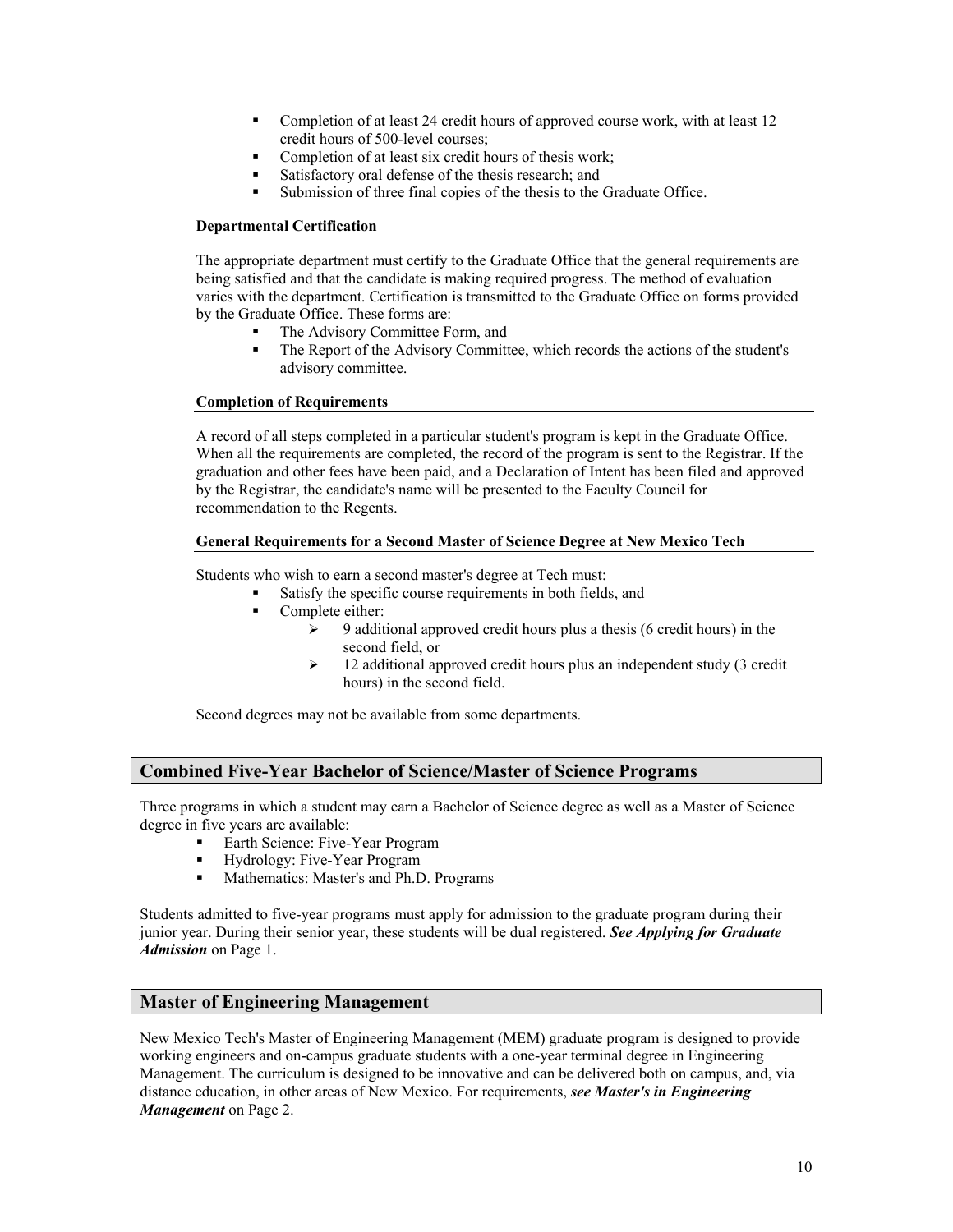- Completion of at least 24 credit hours of approved course work, with at least 12 credit hours of 500-level courses;
- Completion of at least six credit hours of thesis work;
- Satisfactory oral defense of the thesis research; and
- Submission of three final copies of the thesis to the Graduate Office.

#### Departmental Certification

The appropriate department must certify to the Graduate Office that the general requirements are being satisfied and that the candidate is making required progress. The method of evaluation varies with the department. Certification is transmitted to the Graduate Office on forms provided by the Graduate Office. These forms are:

- The Advisory Committee Form, and
- The Report of the Advisory Committee, which records the actions of the student's advisory committee.

#### Completion of Requirements

A record of all steps completed in a particular student's program is kept in the Graduate Office. When all the requirements are completed, the record of the program is sent to the Registrar. If the graduation and other fees have been paid, and a Declaration of Intent has been filed and approved by the Registrar, the candidate's name will be presented to the Faculty Council for recommendation to the Regents.

#### General Requirements for a Second Master of Science Degree at New Mexico Tech

Students who wish to earn a second master's degree at Tech must:

- Satisfy the specific course requirements in both fields, and
- Complete either:
  - 9 additional approved credit hours plus a thesis (6 credit hours) in the second field, or
  - 12 additional approved credit hours plus an independent study (3 credit hours) in the second field.

Second degrees may not be available from some departments.

## Combined Five-Year Bachelor of Science/Master of Science Programs

Three programs in which a student may earn a Bachelor of Science degree as well as a Master of Science degree in five years are available:

- Earth Science: Five-Year Program
- Hydrology: Five-Year Program
- Mathematics: Master's and Ph.D. Programs

Students admitted to five-year programs must apply for admission to the graduate program during their junior year. During their senior year, these students will be dual registered. ***See Applying for Graduate Admission*** on Page 1.

## Master of Engineering Management

New Mexico Tech's Master of Engineering Management (MEM) graduate program is designed to provide working engineers and on-campus graduate students with a one-year terminal degree in Engineering Management. The curriculum is designed to be innovative and can be delivered both on campus, and, via distance education, in other areas of New Mexico. For requirements, ***see Master's in Engineering Management*** on Page 2.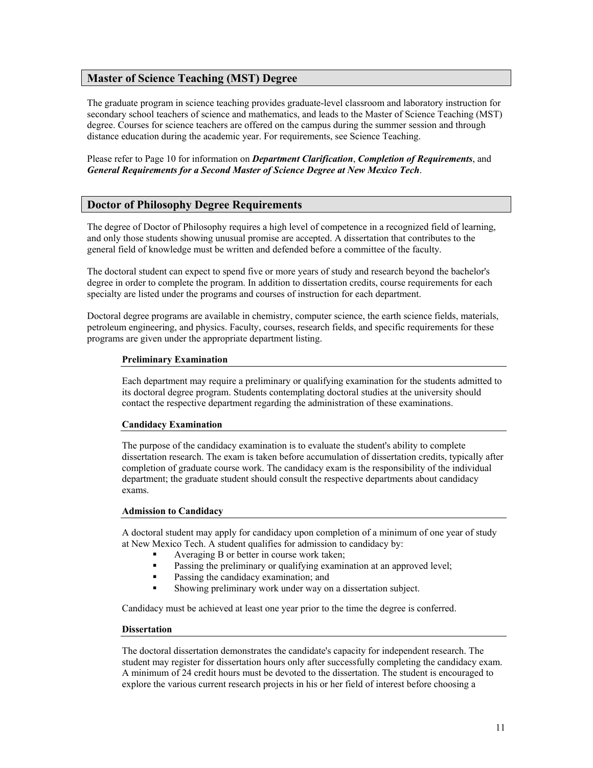## Master of Science Teaching (MST) Degree

The graduate program in science teaching provides graduate-level classroom and laboratory instruction for secondary school teachers of science and mathematics, and leads to the Master of Science Teaching (MST) degree. Courses for science teachers are offered on the campus during the summer session and through distance education during the academic year. For requirements, see Science Teaching.

Please refer to Page 10 for information on ***Department Clarification***, ***Completion of Requirements***, and ***General Requirements for a Second Master of Science Degree at New Mexico Tech***.

## Doctor of Philosophy Degree Requirements

The degree of Doctor of Philosophy requires a high level of competence in a recognized field of learning, and only those students showing unusual promise are accepted. A dissertation that contributes to the general field of knowledge must be written and defended before a committee of the faculty.

The doctoral student can expect to spend five or more years of study and research beyond the bachelor's degree in order to complete the program. In addition to dissertation credits, course requirements for each specialty are listed under the programs and courses of instruction for each department.

Doctoral degree programs are available in chemistry, computer science, the earth science fields, materials, petroleum engineering, and physics. Faculty, courses, research fields, and specific requirements for these programs are given under the appropriate department listing.

### Preliminary Examination

Each department may require a preliminary or qualifying examination for the students admitted to its doctoral degree program. Students contemplating doctoral studies at the university should contact the respective department regarding the administration of these examinations.

### Candidacy Examination

The purpose of the candidacy examination is to evaluate the student's ability to complete dissertation research. The exam is taken before accumulation of dissertation credits, typically after completion of graduate course work. The candidacy exam is the responsibility of the individual department; the graduate student should consult the respective departments about candidacy exams.

### Admission to Candidacy

A doctoral student may apply for candidacy upon completion of a minimum of one year of study at New Mexico Tech. A student qualifies for admission to candidacy by:

- Averaging B or better in course work taken;
- Passing the preliminary or qualifying examination at an approved level;
- Passing the candidacy examination; and
- Showing preliminary work under way on a dissertation subject.

Candidacy must be achieved at least one year prior to the time the degree is conferred.

### Dissertation

The doctoral dissertation demonstrates the candidate's capacity for independent research. The student may register for dissertation hours only after successfully completing the candidacy exam. A minimum of 24 credit hours must be devoted to the dissertation. The student is encouraged to explore the various current research projects in his or her field of interest before choosing a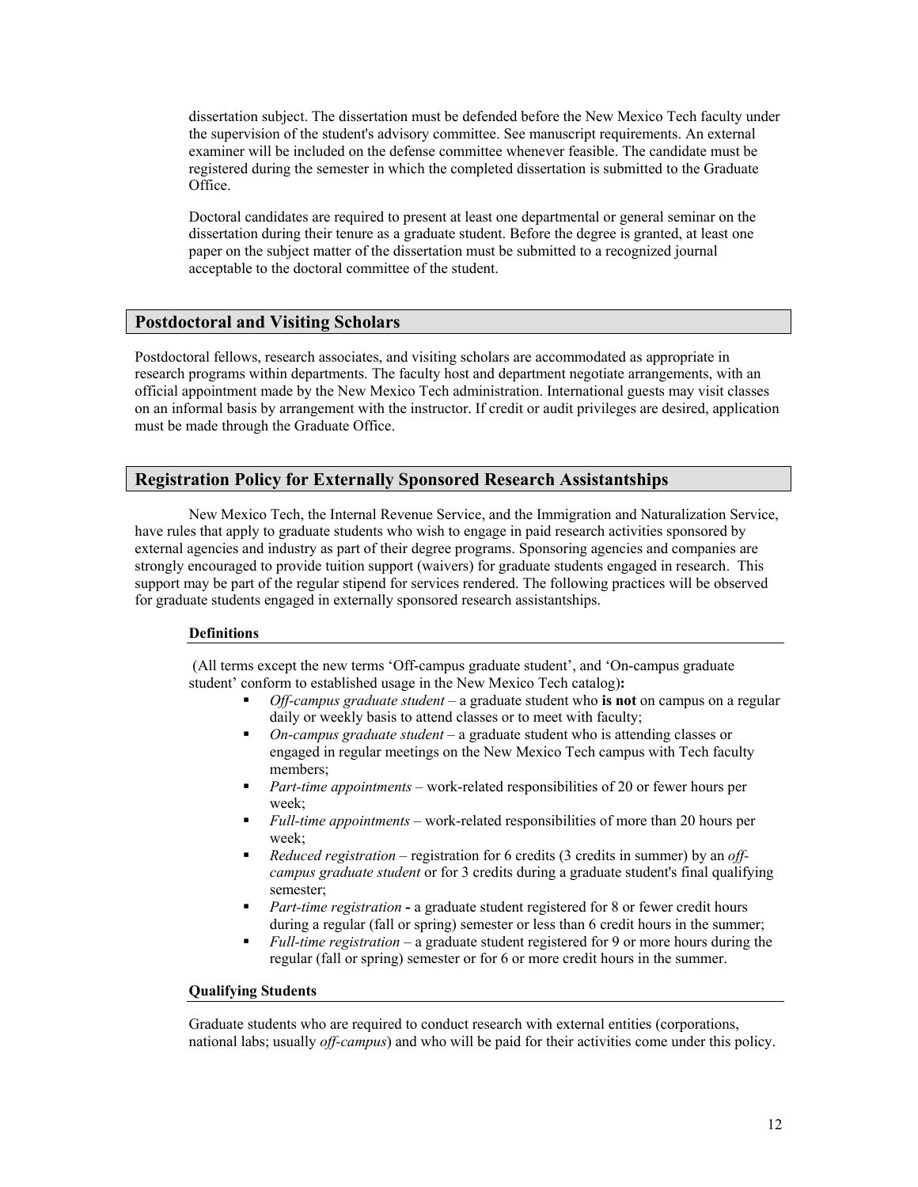dissertation subject. The dissertation must be defended before the New Mexico Tech faculty under the supervision of the student's advisory committee. See manuscript requirements. An external examiner will be included on the defense committee whenever feasible. The candidate must be registered during the semester in which the completed dissertation is submitted to the Graduate Office.

Doctoral candidates are required to present at least one departmental or general seminar on the dissertation during their tenure as a graduate student. Before the degree is granted, at least one paper on the subject matter of the dissertation must be submitted to a recognized journal acceptable to the doctoral committee of the student.

## Postdoctoral and Visiting Scholars

Postdoctoral fellows, research associates, and visiting scholars are accommodated as appropriate in research programs within departments. The faculty host and department negotiate arrangements, with an official appointment made by the New Mexico Tech administration. International guests may visit classes on an informal basis by arrangement with the instructor. If credit or audit privileges are desired, application must be made through the Graduate Office.

## Registration Policy for Externally Sponsored Research Assistantships

New Mexico Tech, the Internal Revenue Service, and the Immigration and Naturalization Service, have rules that apply to graduate students who wish to engage in paid research activities sponsored by external agencies and industry as part of their degree programs. Sponsoring agencies and companies are strongly encouraged to provide tuition support (waivers) for graduate students engaged in research. This support may be part of the regular stipend for services rendered. The following practices will be observed for graduate students engaged in externally sponsored research assistantships.

### Definitions

(All terms except the new terms 'Off-campus graduate student', and 'On-campus graduate student' conform to established usage in the New Mexico Tech catalog)**:**

- *Off-campus graduate student* – a graduate student who **is not** on campus on a regular daily or weekly basis to attend classes or to meet with faculty;
- *On-campus graduate student* – a graduate student who is attending classes or engaged in regular meetings on the New Mexico Tech campus with Tech faculty members;
- *Part-time appointments* – work-related responsibilities of 20 or fewer hours per week;
- *Full-time appointments* – work-related responsibilities of more than 20 hours per week;
- *Reduced registration* – registration for 6 credits (3 credits in summer) by an *off-campus graduate student* or for 3 credits during a graduate student's final qualifying semester;
- *Part-time registration* **-** a graduate student registered for 8 or fewer credit hours during a regular (fall or spring) semester or less than 6 credit hours in the summer;
- *Full-time registration* – a graduate student registered for 9 or more hours during the regular (fall or spring) semester or for 6 or more credit hours in the summer.

### Qualifying Students

Graduate students who are required to conduct research with external entities (corporations, national labs; usually *off-campus*) and who will be paid for their activities come under this policy.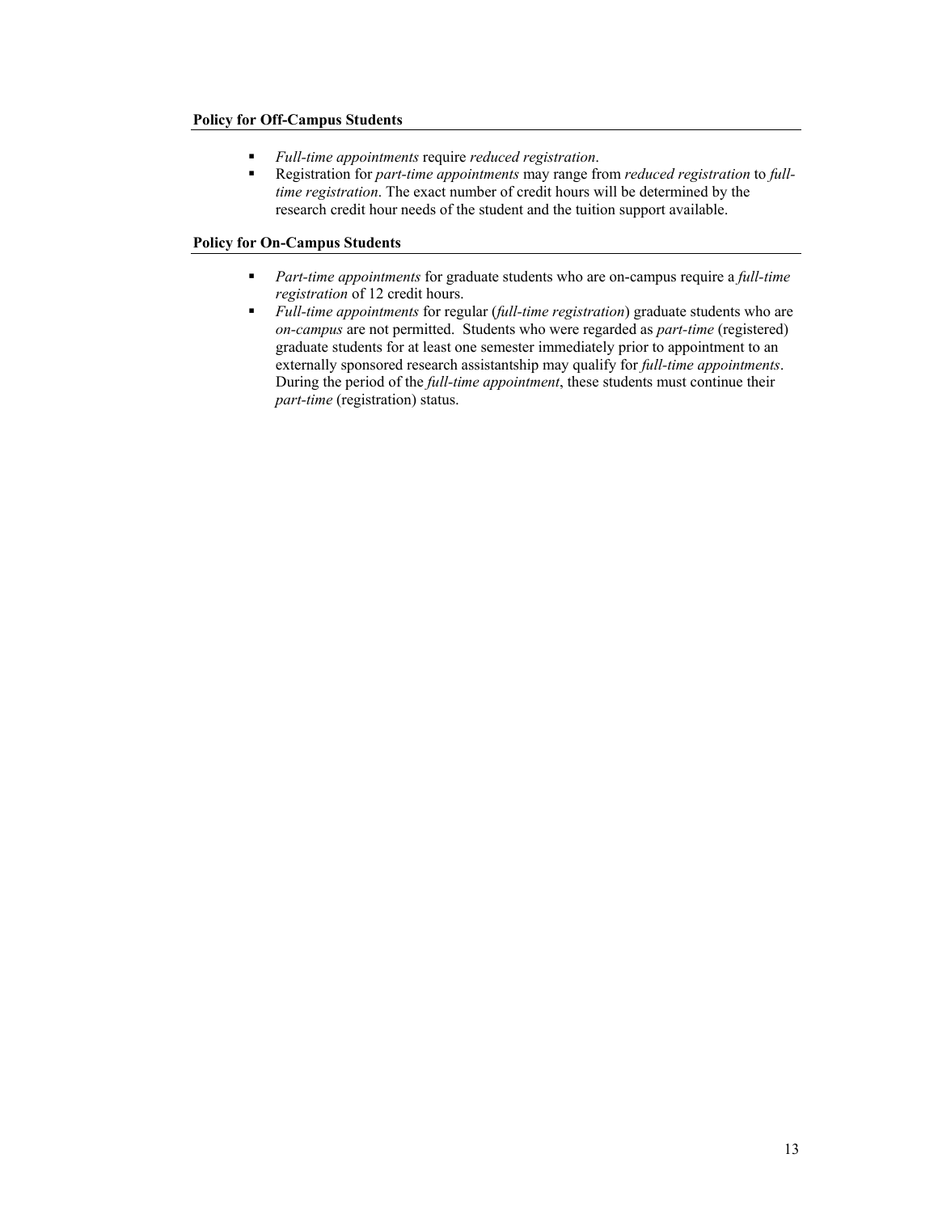**Policy for Off-Campus Students**

- *Full-time appointments* require *reduced registration*.
- Registration for *part-time appointments* may range from *reduced registration* to *full-time registration*. The exact number of credit hours will be determined by the research credit hour needs of the student and the tuition support available.

**Policy for On-Campus Students**

- *Part-time appointments* for graduate students who are on-campus require a *full-time registration* of 12 credit hours.
- *Full-time appointments* for regular (*full-time registration*) graduate students who are *on-campus* are not permitted. Students who were regarded as *part-time* (registered) graduate students for at least one semester immediately prior to appointment to an externally sponsored research assistantship may qualify for *full-time appointments*. During the period of the *full-time appointment*, these students must continue their *part-time* (registration) status.